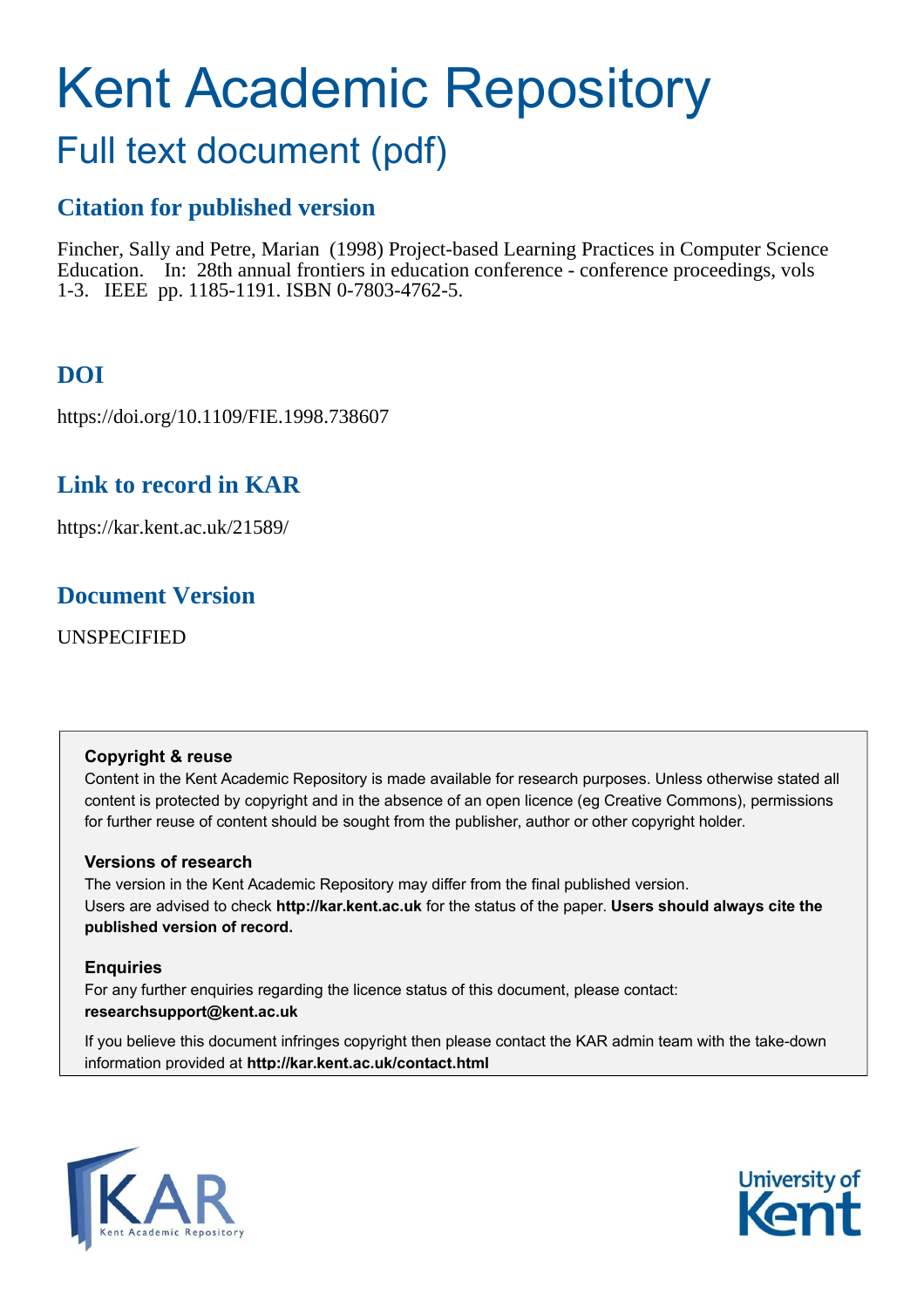# Kent Academic Repository

## Full text document (pdf)

### Citation for published version

Fincher, Sally and Petre, Marian (1998) Project-based Learning Practices in Computer Science Education. In: 28th annual frontiers in education conference - conference proceedings, vols 1-3. IEEE pp. 1185-1191. ISBN 0-7803-4762-5.

### DOI

https://doi.org/10.1109/FIE.1998.738607

### Link to record in KAR

https://kar.kent.ac.uk/21589/

### Document Version

UNSPECIFIED

**Copyright & reuse**

Content in the Kent Academic Repository is made available for research purposes. Unless otherwise stated all content is protected by copyright and in the absence of an open licence (eg Creative Commons), permissions for further reuse of content should be sought from the publisher, author or other copyright holder.

**Versions of research**

The version in the Kent Academic Repository may differ from the final published version. Users are advised to check **http://kar.kent.ac.uk** for the status of the paper. **Users should always cite the published version of record.**

**Enquiries**

For any further enquiries regarding the licence status of this document, please contact: **researchsupport@kent.ac.uk**

If you believe this document infringes copyright then please contact the KAR admin team with the take-down information provided at **http://kar.kent.ac.uk/contact.html**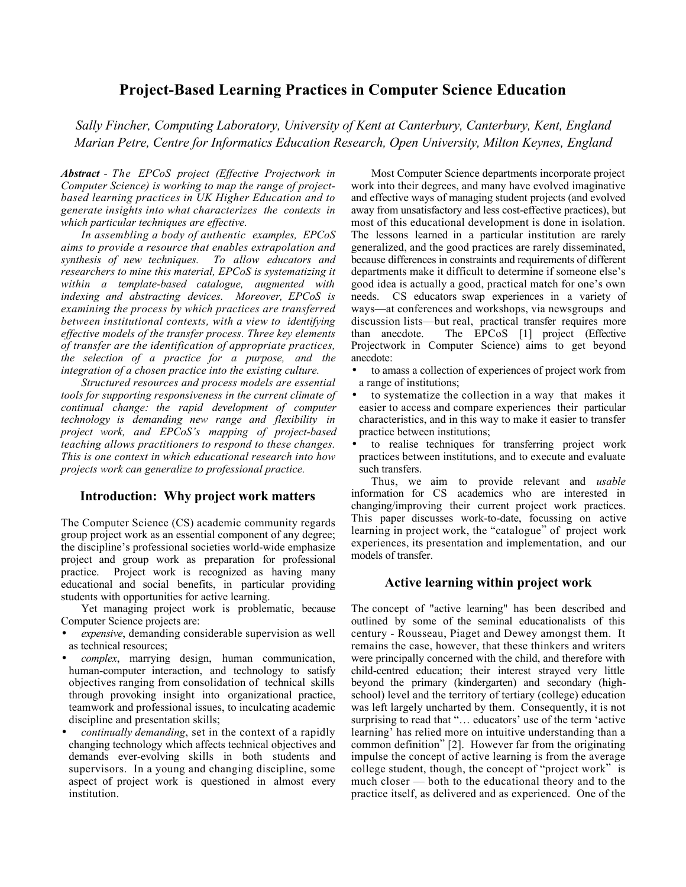# Project-Based Learning Practices in Computer Science Education

*Sally Fincher, Computing Laboratory, University of Kent at Canterbury, Canterbury, Kent, England*
*Marian Petre, Centre for Informatics Education Research, Open University, Milton Keynes, England*

***Abstract*** *- The EPCoS project (Effective Projectwork in Computer Science) is working to map the range of project-based learning practices in UK Higher Education and to generate insights into what characterizes the contexts in which particular techniques are effective.*

*In assembling a body of authentic examples, EPCoS aims to provide a resource that enables extrapolation and synthesis of new techniques. To allow educators and researchers to mine this material, EPCoS is systematizing it within a template-based catalogue, augmented with indexing and abstracting devices. Moreover, EPCoS is examining the process by which practices are transferred between institutional contexts, with a view to identifying effective models of the transfer process. Three key elements of transfer are the identification of appropriate practices, the selection of a practice for a purpose, and the integration of a chosen practice into the existing culture.*

*Structured resources and process models are essential tools for supporting responsiveness in the current climate of continual change: the rapid development of computer technology is demanding new range and flexibility in project work, and EPCoS's mapping of project-based teaching allows practitioners to respond to these changes. This is one context in which educational research into how projects work can generalize to professional practice.*

## Introduction: Why project work matters

The Computer Science (CS) academic community regards group project work as an essential component of any degree; the discipline's professional societies world-wide emphasize project and group work as preparation for professional practice. Project work is recognized as having many educational and social benefits, in particular providing students with opportunities for active learning.

Yet managing project work is problematic, because Computer Science projects are:

- *expensive*, demanding considerable supervision as well as technical resources;
- *complex*, marrying design, human communication, human-computer interaction, and technology to satisfy objectives ranging from consolidation of technical skills through provoking insight into organizational practice, teamwork and professional issues, to inculcating academic discipline and presentation skills;
- *continually demanding*, set in the context of a rapidly changing technology which affects technical objectives and demands ever-evolving skills in both students and supervisors. In a young and changing discipline, some aspect of project work is questioned in almost every institution.

Most Computer Science departments incorporate project work into their degrees, and many have evolved imaginative and effective ways of managing student projects (and evolved away from unsatisfactory and less cost-effective practices), but most of this educational development is done in isolation. The lessons learned in a particular institution are rarely generalized, and the good practices are rarely disseminated, because differences in constraints and requirements of different departments make it difficult to determine if someone else's good idea is actually a good, practical match for one's own needs. CS educators swap experiences in a variety of ways—at conferences and workshops, via newsgroups and discussion lists—but real, practical transfer requires more than anecdote. The EPCoS [1] project (Effective Projectwork in Computer Science) aims to get beyond anecdote:

- to amass a collection of experiences of project work from a range of institutions;
- to systematize the collection in a way that makes it easier to access and compare experiences their particular characteristics, and in this way to make it easier to transfer practice between institutions;
- to realise techniques for transferring project work practices between institutions, and to execute and evaluate such transfers.

Thus, we aim to provide relevant and *usable* information for CS academics who are interested in changing/improving their current project work practices. This paper discusses work-to-date, focussing on active learning in project work, the "catalogue" of project work experiences, its presentation and implementation, and our models of transfer.

## Active learning within project work

The concept of "active learning" has been described and outlined by some of the seminal educationalists of this century - Rousseau, Piaget and Dewey amongst them. It remains the case, however, that these thinkers and writers were principally concerned with the child, and therefore with child-centred education; their interest strayed very little beyond the primary (kindergarten) and secondary (high-school) level and the territory of tertiary (college) education was left largely uncharted by them. Consequently, it is not surprising to read that "… educators' use of the term 'active learning' has relied more on intuitive understanding than a common definition" [2]. However far from the originating impulse the concept of active learning is from the average college student, though, the concept of "project work" is much closer — both to the educational theory and to the practice itself, as delivered and as experienced. One of the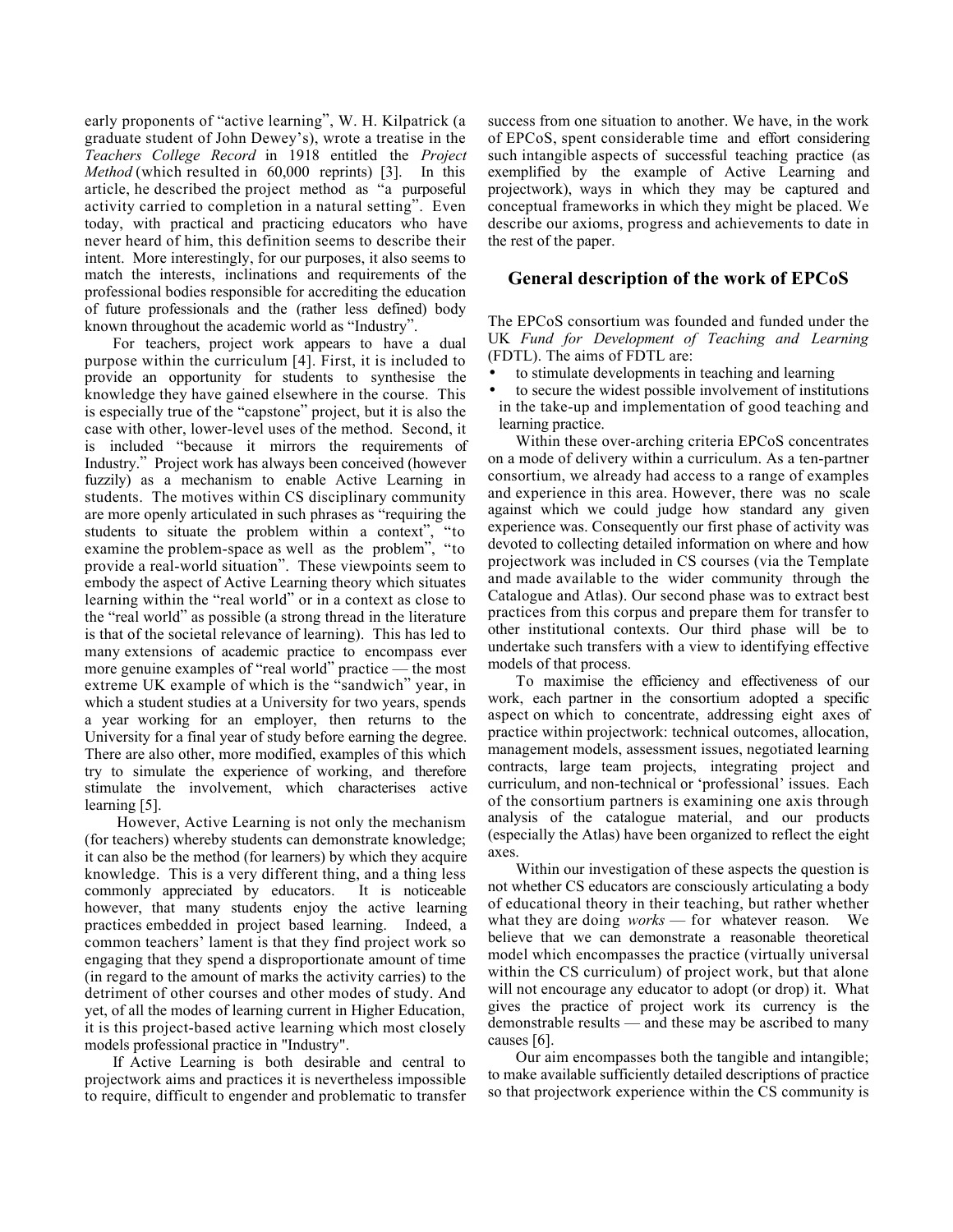early proponents of "active learning", W. H. Kilpatrick (a graduate student of John Dewey's), wrote a treatise in the *Teachers College Record* in 1918 entitled the *Project Method* (which resulted in 60,000 reprints) [3]. In this article, he described the project method as "a purposeful activity carried to completion in a natural setting". Even today, with practical and practicing educators who have never heard of him, this definition seems to describe their intent. More interestingly, for our purposes, it also seems to match the interests, inclinations and requirements of the professional bodies responsible for accrediting the education of future professionals and the (rather less defined) body known throughout the academic world as "Industry".

For teachers, project work appears to have a dual purpose within the curriculum [4]. First, it is included to provide an opportunity for students to synthesise the knowledge they have gained elsewhere in the course. This is especially true of the "capstone" project, but it is also the case with other, lower-level uses of the method. Second, it is included "because it mirrors the requirements of Industry." Project work has always been conceived (however fuzzily) as a mechanism to enable Active Learning in students. The motives within CS disciplinary community are more openly articulated in such phrases as "requiring the students to situate the problem within a context", "to examine the problem-space as well as the problem", "to provide a real-world situation". These viewpoints seem to embody the aspect of Active Learning theory which situates learning within the "real world" or in a context as close to the "real world" as possible (a strong thread in the literature is that of the societal relevance of learning). This has led to many extensions of academic practice to encompass ever more genuine examples of "real world" practice — the most extreme UK example of which is the "sandwich" year, in which a student studies at a University for two years, spends a year working for an employer, then returns to the University for a final year of study before earning the degree. There are also other, more modified, examples of this which try to simulate the experience of working, and therefore stimulate the involvement, which characterises active learning [5].

However, Active Learning is not only the mechanism (for teachers) whereby students can demonstrate knowledge; it can also be the method (for learners) by which they acquire knowledge. This is a very different thing, and a thing less commonly appreciated by educators. It is noticeable however, that many students enjoy the active learning practices embedded in project based learning. Indeed, a common teachers' lament is that they find project work so engaging that they spend a disproportionate amount of time (in regard to the amount of marks the activity carries) to the detriment of other courses and other modes of study. And yet, of all the modes of learning current in Higher Education, it is this project-based active learning which most closely models professional practice in "Industry".

If Active Learning is both desirable and central to projectwork aims and practices it is nevertheless impossible to require, difficult to engender and problematic to transfer success from one situation to another. We have, in the work of EPCoS, spent considerable time and effort considering such intangible aspects of successful teaching practice (as exemplified by the example of Active Learning and projectwork), ways in which they may be captured and conceptual frameworks in which they might be placed. We describe our axioms, progress and achievements to date in the rest of the paper.

## General description of the work of EPCoS

The EPCoS consortium was founded and funded under the UK *Fund for Development of Teaching and Learning* (FDTL). The aims of FDTL are:

- to stimulate developments in teaching and learning
- to secure the widest possible involvement of institutions in the take-up and implementation of good teaching and learning practice.

Within these over-arching criteria EPCoS concentrates on a mode of delivery within a curriculum. As a ten-partner consortium, we already had access to a range of examples and experience in this area. However, there was no scale against which we could judge how standard any given experience was. Consequently our first phase of activity was devoted to collecting detailed information on where and how projectwork was included in CS courses (via the Template and made available to the wider community through the Catalogue and Atlas). Our second phase was to extract best practices from this corpus and prepare them for transfer to other institutional contexts. Our third phase will be to undertake such transfers with a view to identifying effective models of that process.

To maximise the efficiency and effectiveness of our work, each partner in the consortium adopted a specific aspect on which to concentrate, addressing eight axes of practice within projectwork: technical outcomes, allocation, management models, assessment issues, negotiated learning contracts, large team projects, integrating project and curriculum, and non-technical or 'professional' issues. Each of the consortium partners is examining one axis through analysis of the catalogue material, and our products (especially the Atlas) have been organized to reflect the eight axes.

Within our investigation of these aspects the question is not whether CS educators are consciously articulating a body of educational theory in their teaching, but rather whether what they are doing *works* — for whatever reason. We believe that we can demonstrate a reasonable theoretical model which encompasses the practice (virtually universal within the CS curriculum) of project work, but that alone will not encourage any educator to adopt (or drop) it. What gives the practice of project work its currency is the demonstrable results — and these may be ascribed to many causes [6].

Our aim encompasses both the tangible and intangible; to make available sufficiently detailed descriptions of practice so that projectwork experience within the CS community is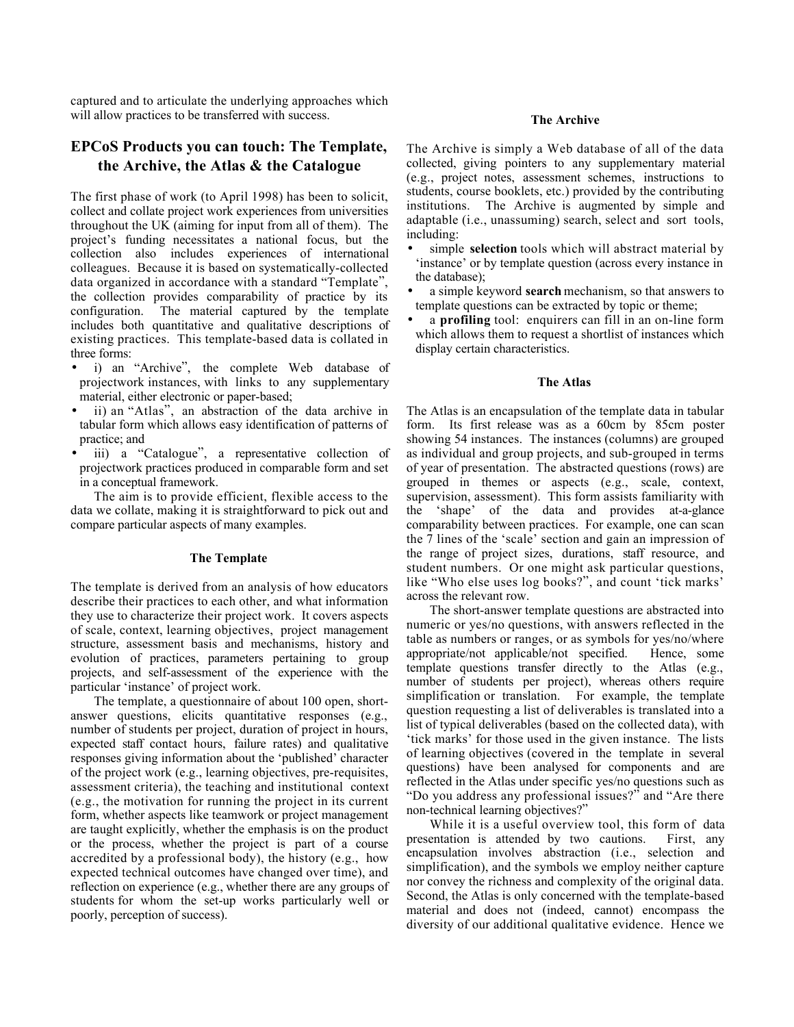captured and to articulate the underlying approaches which will allow practices to be transferred with success.

## EPCoS Products you can touch: The Template, the Archive, the Atlas & the Catalogue

The first phase of work (to April 1998) has been to solicit, collect and collate project work experiences from universities throughout the UK (aiming for input from all of them). The project's funding necessitates a national focus, but the collection also includes experiences of international colleagues. Because it is based on systematically-collected data organized in accordance with a standard "Template", the collection provides comparability of practice by its configuration. The material captured by the template includes both quantitative and qualitative descriptions of existing practices. This template-based data is collated in three forms:

- i) an "Archive", the complete Web database of projectwork instances, with links to any supplementary material, either electronic or paper-based;
- ii) an "Atlas", an abstraction of the data archive in tabular form which allows easy identification of patterns of practice; and
- iii) a "Catalogue", a representative collection of projectwork practices produced in comparable form and set in a conceptual framework.

The aim is to provide efficient, flexible access to the data we collate, making it is straightforward to pick out and compare particular aspects of many examples.

### The Template

The template is derived from an analysis of how educators describe their practices to each other, and what information they use to characterize their project work. It covers aspects of scale, context, learning objectives, project management structure, assessment basis and mechanisms, history and evolution of practices, parameters pertaining to group projects, and self-assessment of the experience with the particular 'instance' of project work.

The template, a questionnaire of about 100 open, short-answer questions, elicits quantitative responses (e.g., number of students per project, duration of project in hours, expected staff contact hours, failure rates) and qualitative responses giving information about the 'published' character of the project work (e.g., learning objectives, pre-requisites, assessment criteria), the teaching and institutional context (e.g., the motivation for running the project in its current form, whether aspects like teamwork or project management are taught explicitly, whether the emphasis is on the product or the process, whether the project is part of a course accredited by a professional body), the history (e.g., how expected technical outcomes have changed over time), and reflection on experience (e.g., whether there are any groups of students for whom the set-up works particularly well or poorly, perception of success).

### The Archive

The Archive is simply a Web database of all of the data collected, giving pointers to any supplementary material (e.g., project notes, assessment schemes, instructions to students, course booklets, etc.) provided by the contributing institutions. The Archive is augmented by simple and adaptable (i.e., unassuming) search, select and sort tools, including:

- simple **selection** tools which will abstract material by 'instance' or by template question (across every instance in the database);
- a simple keyword **search** mechanism, so that answers to template questions can be extracted by topic or theme;
- a **profiling** tool: enquirers can fill in an on-line form which allows them to request a shortlist of instances which display certain characteristics.

### The Atlas

The Atlas is an encapsulation of the template data in tabular form. Its first release was as a 60cm by 85cm poster showing 54 instances. The instances (columns) are grouped as individual and group projects, and sub-grouped in terms of year of presentation. The abstracted questions (rows) are grouped in themes or aspects (e.g., scale, context, supervision, assessment). This form assists familiarity with the 'shape' of the data and provides at-a-glance comparability between practices. For example, one can scan the 7 lines of the 'scale' section and gain an impression of the range of project sizes, durations, staff resource, and student numbers. Or one might ask particular questions, like "Who else uses log books?", and count 'tick marks' across the relevant row.

The short-answer template questions are abstracted into numeric or yes/no questions, with answers reflected in the table as numbers or ranges, or as symbols for yes/no/where appropriate/not applicable/not specified. Hence, some template questions transfer directly to the Atlas (e.g., number of students per project), whereas others require simplification or translation. For example, the template question requesting a list of deliverables is translated into a list of typical deliverables (based on the collected data), with 'tick marks' for those used in the given instance. The lists of learning objectives (covered in the template in several questions) have been analysed for components and are reflected in the Atlas under specific yes/no questions such as "Do you address any professional issues?" and "Are there non-technical learning objectives?"

While it is a useful overview tool, this form of data presentation is attended by two cautions. First, any encapsulation involves abstraction (i.e., selection and simplification), and the symbols we employ neither capture nor convey the richness and complexity of the original data. Second, the Atlas is only concerned with the template-based material and does not (indeed, cannot) encompass the diversity of our additional qualitative evidence. Hence we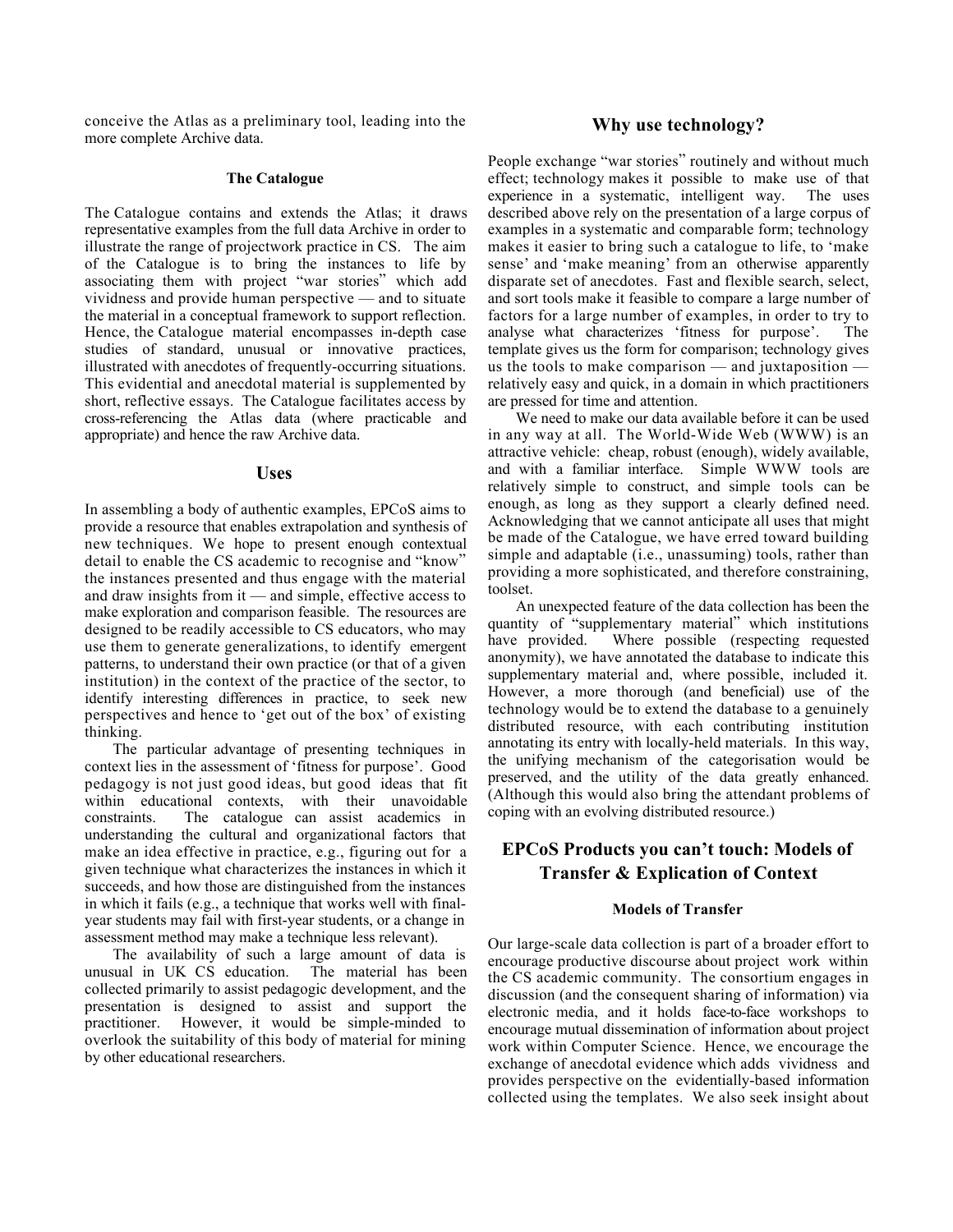conceive the Atlas as a preliminary tool, leading into the more complete Archive data.

#### The Catalogue

The Catalogue contains and extends the Atlas; it draws representative examples from the full data Archive in order to illustrate the range of projectwork practice in CS. The aim of the Catalogue is to bring the instances to life by associating them with project "war stories" which add vividness and provide human perspective — and to situate the material in a conceptual framework to support reflection. Hence, the Catalogue material encompasses in-depth case studies of standard, unusual or innovative practices, illustrated with anecdotes of frequently-occurring situations. This evidential and anecdotal material is supplemented by short, reflective essays. The Catalogue facilitates access by cross-referencing the Atlas data (where practicable and appropriate) and hence the raw Archive data.

### Uses

In assembling a body of authentic examples, EPCoS aims to provide a resource that enables extrapolation and synthesis of new techniques. We hope to present enough contextual detail to enable the CS academic to recognise and "know" the instances presented and thus engage with the material and draw insights from it — and simple, effective access to make exploration and comparison feasible. The resources are designed to be readily accessible to CS educators, who may use them to generate generalizations, to identify emergent patterns, to understand their own practice (or that of a given institution) in the context of the practice of the sector, to identify interesting differences in practice, to seek new perspectives and hence to 'get out of the box' of existing thinking.

The particular advantage of presenting techniques in context lies in the assessment of 'fitness for purpose'. Good pedagogy is not just good ideas, but good ideas that fit within educational contexts, with their unavoidable constraints. The catalogue can assist academics in understanding the cultural and organizational factors that make an idea effective in practice, e.g., figuring out for a given technique what characterizes the instances in which it succeeds, and how those are distinguished from the instances in which it fails (e.g., a technique that works well with final-year students may fail with first-year students, or a change in assessment method may make a technique less relevant).

The availability of such a large amount of data is unusual in UK CS education. The material has been collected primarily to assist pedagogic development, and the presentation is designed to assist and support the practitioner. However, it would be simple-minded to overlook the suitability of this body of material for mining by other educational researchers.

### Why use technology?

People exchange "war stories" routinely and without much effect; technology makes it possible to make use of that experience in a systematic, intelligent way. The uses described above rely on the presentation of a large corpus of examples in a systematic and comparable form; technology makes it easier to bring such a catalogue to life, to 'make sense' and 'make meaning' from an otherwise apparently disparate set of anecdotes. Fast and flexible search, select, and sort tools make it feasible to compare a large number of factors for a large number of examples, in order to try to analyse what characterizes 'fitness for purpose'. The template gives us the form for comparison; technology gives us the tools to make comparison — and juxtaposition — relatively easy and quick, in a domain in which practitioners are pressed for time and attention.

We need to make our data available before it can be used in any way at all. The World-Wide Web (WWW) is an attractive vehicle: cheap, robust (enough), widely available, and with a familiar interface. Simple WWW tools are relatively simple to construct, and simple tools can be enough, as long as they support a clearly defined need. Acknowledging that we cannot anticipate all uses that might be made of the Catalogue, we have erred toward building simple and adaptable (i.e., unassuming) tools, rather than providing a more sophisticated, and therefore constraining, toolset.

An unexpected feature of the data collection has been the quantity of "supplementary material" which institutions have provided. Where possible (respecting requested anonymity), we have annotated the database to indicate this supplementary material and, where possible, included it. However, a more thorough (and beneficial) use of the technology would be to extend the database to a genuinely distributed resource, with each contributing institution annotating its entry with locally-held materials. In this way, the unifying mechanism of the categorisation would be preserved, and the utility of the data greatly enhanced. (Although this would also bring the attendant problems of coping with an evolving distributed resource.)

## EPCoS Products you can't touch: Models of Transfer & Explication of Context

#### Models of Transfer

Our large-scale data collection is part of a broader effort to encourage productive discourse about project work within the CS academic community. The consortium engages in discussion (and the consequent sharing of information) via electronic media, and it holds face-to-face workshops to encourage mutual dissemination of information about project work within Computer Science. Hence, we encourage the exchange of anecdotal evidence which adds vividness and provides perspective on the evidentially-based information collected using the templates. We also seek insight about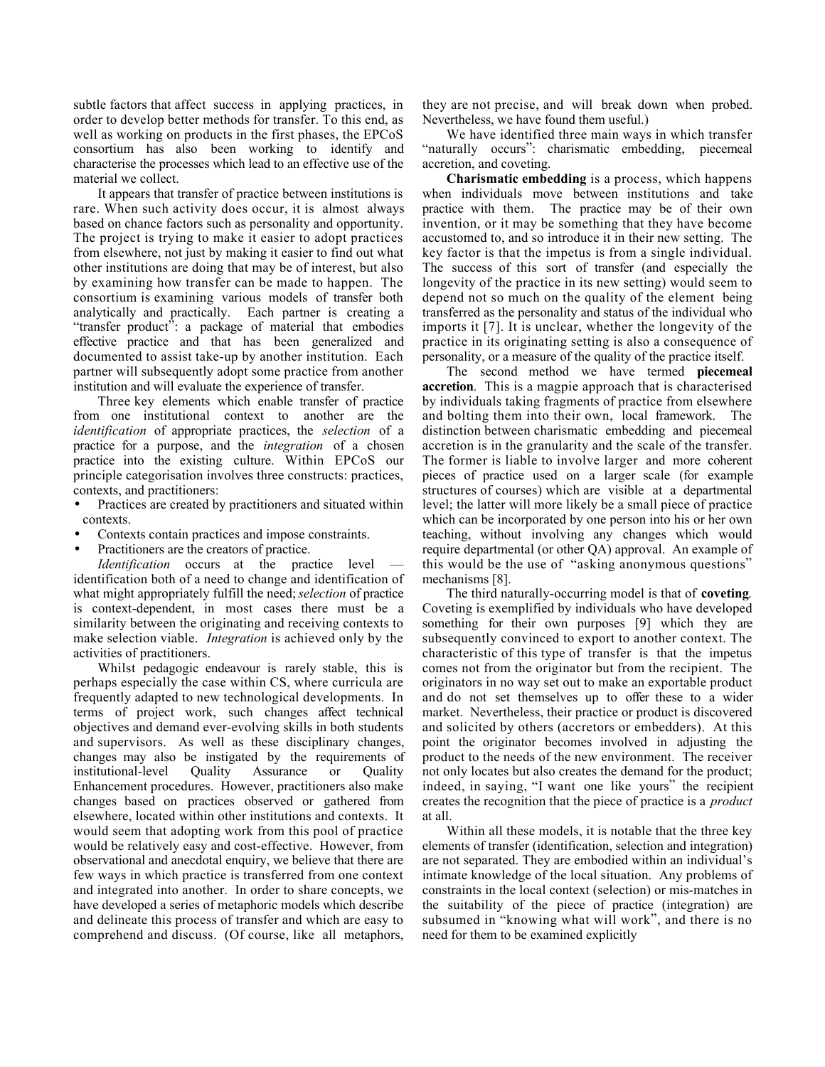subtle factors that affect success in applying practices, in order to develop better methods for transfer. To this end, as well as working on products in the first phases, the EPCoS consortium has also been working to identify and characterise the processes which lead to an effective use of the material we collect.

It appears that transfer of practice between institutions is rare. When such activity does occur, it is almost always based on chance factors such as personality and opportunity. The project is trying to make it easier to adopt practices from elsewhere, not just by making it easier to find out what other institutions are doing that may be of interest, but also by examining how transfer can be made to happen. The consortium is examining various models of transfer both analytically and practically. Each partner is creating a "transfer product": a package of material that embodies effective practice and that has been generalized and documented to assist take-up by another institution. Each partner will subsequently adopt some practice from another institution and will evaluate the experience of transfer.

Three key elements which enable transfer of practice from one institutional context to another are the *identification* of appropriate practices, the *selection* of a practice for a purpose, and the *integration* of a chosen practice into the existing culture. Within EPCoS our principle categorisation involves three constructs: practices, contexts, and practitioners:

- Practices are created by practitioners and situated within contexts.
- Contexts contain practices and impose constraints.
- Practitioners are the creators of practice.

*Identification* occurs at the practice level — identification both of a need to change and identification of what might appropriately fulfill the need; *selection* of practice is context-dependent, in most cases there must be a similarity between the originating and receiving contexts to make selection viable. *Integration* is achieved only by the activities of practitioners.

Whilst pedagogic endeavour is rarely stable, this is perhaps especially the case within CS, where curricula are frequently adapted to new technological developments. In terms of project work, such changes affect technical objectives and demand ever-evolving skills in both students and supervisors. As well as these disciplinary changes, changes may also be instigated by the requirements of institutional-level Quality Assurance or Quality Enhancement procedures. However, practitioners also make changes based on practices observed or gathered from elsewhere, located within other institutions and contexts. It would seem that adopting work from this pool of practice would be relatively easy and cost-effective. However, from observational and anecdotal enquiry, we believe that there are few ways in which practice is transferred from one context and integrated into another. In order to share concepts, we have developed a series of metaphoric models which describe and delineate this process of transfer and which are easy to comprehend and discuss. (Of course, like all metaphors, they are not precise, and will break down when probed. Nevertheless, we have found them useful.)

We have identified three main ways in which transfer "naturally occurs": charismatic embedding, piecemeal accretion, and coveting.

**Charismatic embedding** is a process, which happens when individuals move between institutions and take practice with them. The practice may be of their own invention, or it may be something that they have become accustomed to, and so introduce it in their new setting. The key factor is that the impetus is from a single individual. The success of this sort of transfer (and especially the longevity of the practice in its new setting) would seem to depend not so much on the quality of the element being transferred as the personality and status of the individual who imports it [7]. It is unclear, whether the longevity of the practice in its originating setting is also a consequence of personality, or a measure of the quality of the practice itself.

The second method we have termed **piecemeal accretion**. This is a magpie approach that is characterised by individuals taking fragments of practice from elsewhere and bolting them into their own, local framework. The distinction between charismatic embedding and piecemeal accretion is in the granularity and the scale of the transfer. The former is liable to involve larger and more coherent pieces of practice used on a larger scale (for example structures of courses) which are visible at a departmental level; the latter will more likely be a small piece of practice which can be incorporated by one person into his or her own teaching, without involving any changes which would require departmental (or other QA) approval. An example of this would be the use of "asking anonymous questions" mechanisms [8].

The third naturally-occurring model is that of **coveting**. Coveting is exemplified by individuals who have developed something for their own purposes [9] which they are subsequently convinced to export to another context. The characteristic of this type of transfer is that the impetus comes not from the originator but from the recipient. The originators in no way set out to make an exportable product and do not set themselves up to offer these to a wider market. Nevertheless, their practice or product is discovered and solicited by others (accretors or embedders). At this point the originator becomes involved in adjusting the product to the needs of the new environment. The receiver not only locates but also creates the demand for the product; indeed, in saying, "I want one like yours" the recipient creates the recognition that the piece of practice is a *product* at all.

Within all these models, it is notable that the three key elements of transfer (identification, selection and integration) are not separated. They are embodied within an individual's intimate knowledge of the local situation. Any problems of constraints in the local context (selection) or mis-matches in the suitability of the piece of practice (integration) are subsumed in "knowing what will work", and there is no need for them to be examined explicitly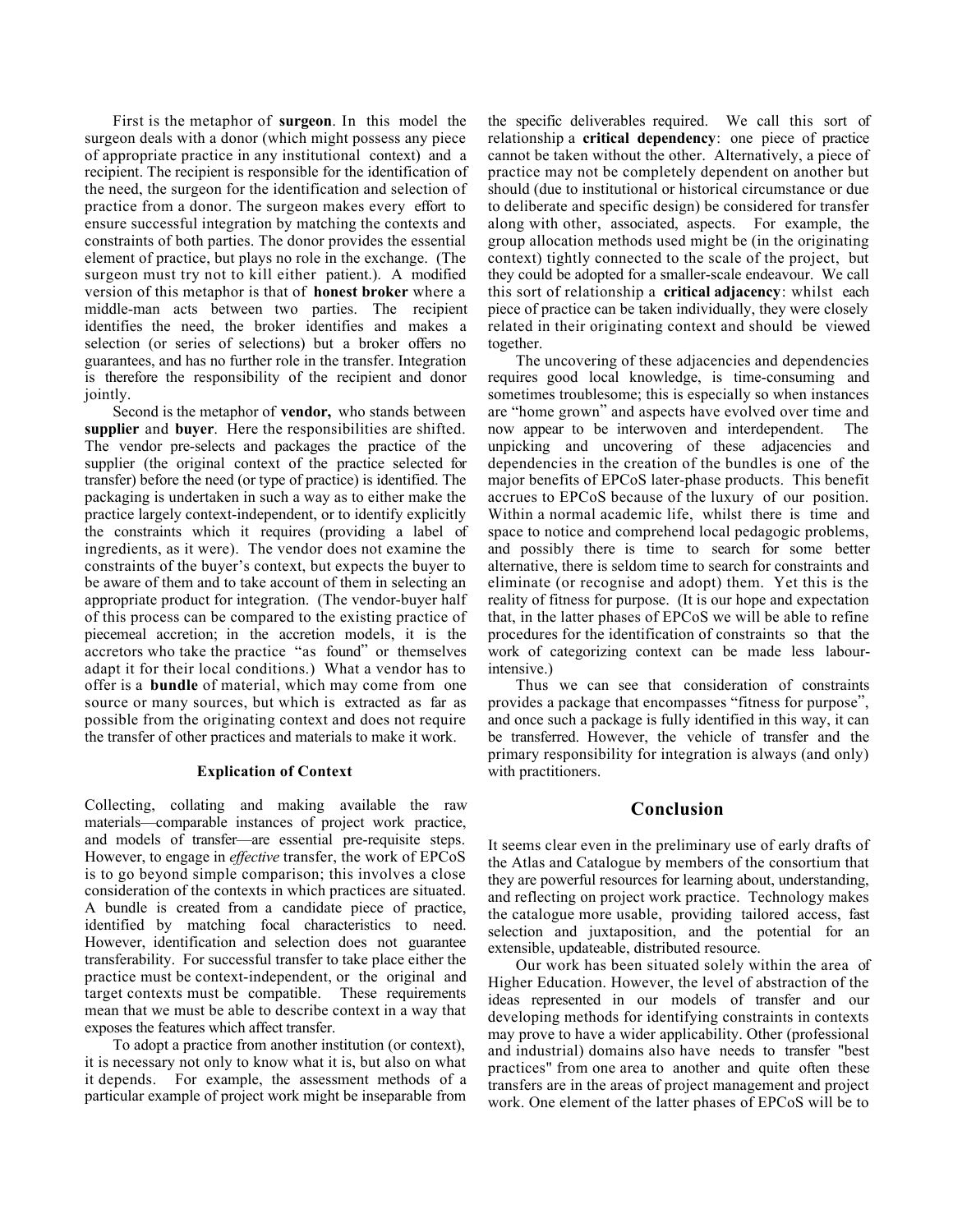First is the metaphor of **surgeon**. In this model the surgeon deals with a donor (which might possess any piece of appropriate practice in any institutional context) and a recipient. The recipient is responsible for the identification of the need, the surgeon for the identification and selection of practice from a donor. The surgeon makes every effort to ensure successful integration by matching the contexts and constraints of both parties. The donor provides the essential element of practice, but plays no role in the exchange. (The surgeon must try not to kill either patient.). A modified version of this metaphor is that of **honest broker** where a middle-man acts between two parties. The recipient identifies the need, the broker identifies and makes a selection (or series of selections) but a broker offers no guarantees, and has no further role in the transfer. Integration is therefore the responsibility of the recipient and donor jointly.

Second is the metaphor of **vendor,** who stands between **supplier** and **buyer**. Here the responsibilities are shifted. The vendor pre-selects and packages the practice of the supplier (the original context of the practice selected for transfer) before the need (or type of practice) is identified. The packaging is undertaken in such a way as to either make the practice largely context-independent, or to identify explicitly the constraints which it requires (providing a label of ingredients, as it were). The vendor does not examine the constraints of the buyer's context, but expects the buyer to be aware of them and to take account of them in selecting an appropriate product for integration. (The vendor-buyer half of this process can be compared to the existing practice of piecemeal accretion; in the accretion models, it is the accretors who take the practice "as found" or themselves adapt it for their local conditions.) What a vendor has to offer is a **bundle** of material, which may come from one source or many sources, but which is extracted as far as possible from the originating context and does not require the transfer of other practices and materials to make it work.

#### Explication of Context

Collecting, collating and making available the raw materials—comparable instances of project work practice, and models of transfer—are essential pre-requisite steps. However, to engage in *effective* transfer, the work of EPCoS is to go beyond simple comparison; this involves a close consideration of the contexts in which practices are situated. A bundle is created from a candidate piece of practice, identified by matching focal characteristics to need. However, identification and selection does not guarantee transferability. For successful transfer to take place either the practice must be context-independent, or the original and target contexts must be compatible. These requirements mean that we must be able to describe context in a way that exposes the features which affect transfer.

To adopt a practice from another institution (or context), it is necessary not only to know what it is, but also on what it depends. For example, the assessment methods of a particular example of project work might be inseparable from the specific deliverables required. We call this sort of relationship a **critical dependency**: one piece of practice cannot be taken without the other. Alternatively, a piece of practice may not be completely dependent on another but should (due to institutional or historical circumstance or due to deliberate and specific design) be considered for transfer along with other, associated, aspects. For example, the group allocation methods used might be (in the originating context) tightly connected to the scale of the project, but they could be adopted for a smaller-scale endeavour. We call this sort of relationship a **critical adjacency**: whilst each piece of practice can be taken individually, they were closely related in their originating context and should be viewed together.

The uncovering of these adjacencies and dependencies requires good local knowledge, is time-consuming and sometimes troublesome; this is especially so when instances are "home grown" and aspects have evolved over time and now appear to be interwoven and interdependent. The unpicking and uncovering of these adjacencies and dependencies in the creation of the bundles is one of the major benefits of EPCoS later-phase products. This benefit accrues to EPCoS because of the luxury of our position. Within a normal academic life, whilst there is time and space to notice and comprehend local pedagogic problems, and possibly there is time to search for some better alternative, there is seldom time to search for constraints and eliminate (or recognise and adopt) them. Yet this is the reality of fitness for purpose. (It is our hope and expectation that, in the latter phases of EPCoS we will be able to refine procedures for the identification of constraints so that the work of categorizing context can be made less labour-intensive.)

Thus we can see that consideration of constraints provides a package that encompasses "fitness for purpose", and once such a package is fully identified in this way, it can be transferred. However, the vehicle of transfer and the primary responsibility for integration is always (and only) with practitioners.

## Conclusion

It seems clear even in the preliminary use of early drafts of the Atlas and Catalogue by members of the consortium that they are powerful resources for learning about, understanding, and reflecting on project work practice. Technology makes the catalogue more usable, providing tailored access, fast selection and juxtaposition, and the potential for an extensible, updateable, distributed resource.

Our work has been situated solely within the area of Higher Education. However, the level of abstraction of the ideas represented in our models of transfer and our developing methods for identifying constraints in contexts may prove to have a wider applicability. Other (professional and industrial) domains also have needs to transfer "best practices" from one area to another and quite often these transfers are in the areas of project management and project work. One element of the latter phases of EPCoS will be to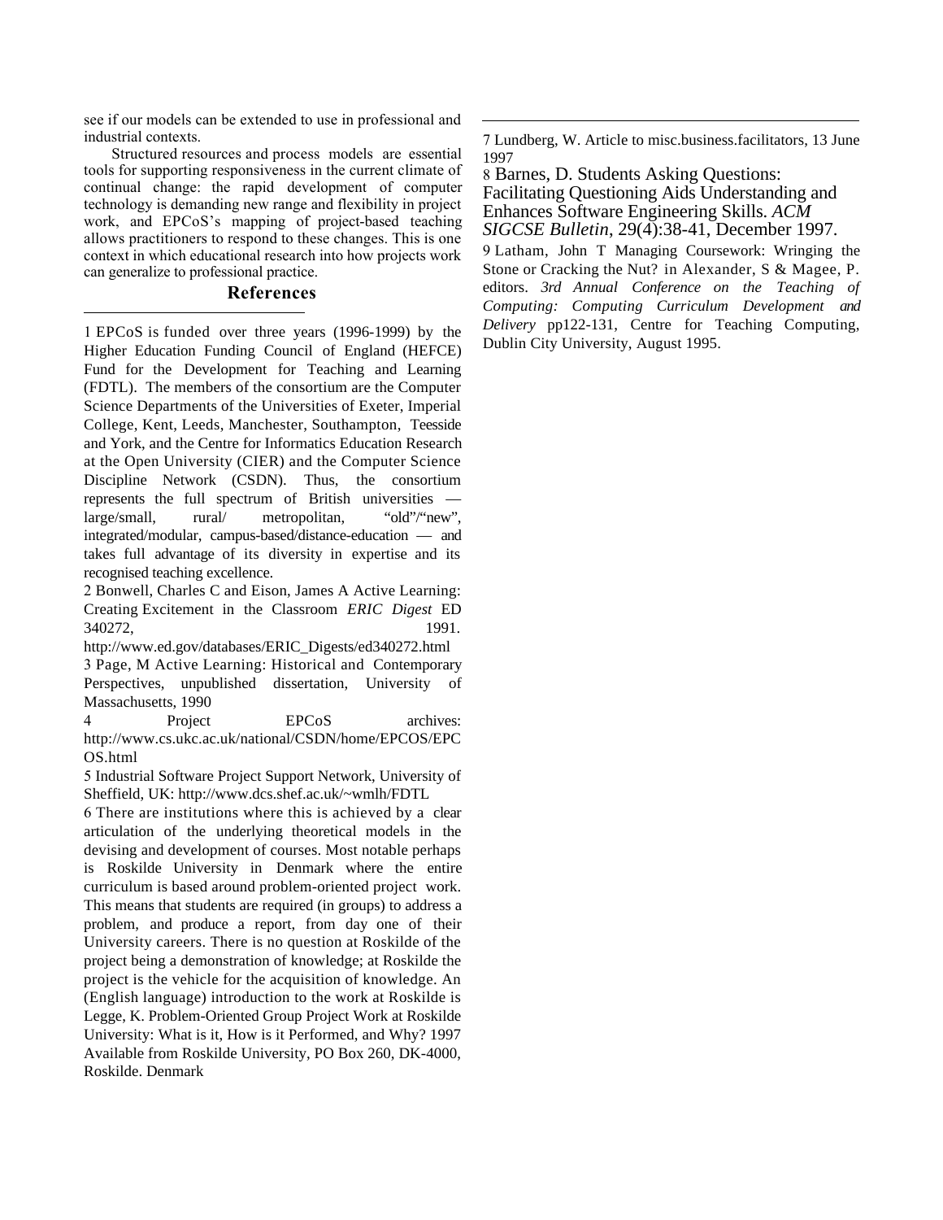see if our models can be extended to use in professional and industrial contexts.

Structured resources and process models are essential tools for supporting responsiveness in the current climate of continual change: the rapid development of computer technology is demanding new range and flexibility in project work, and EPCoS's mapping of project-based teaching allows practitioners to respond to these changes. This is one context in which educational research into how projects work can generalize to professional practice.

## References

1 EPCoS is funded over three years (1996-1999) by the Higher Education Funding Council of England (HEFCE) Fund for the Development for Teaching and Learning (FDTL). The members of the consortium are the Computer Science Departments of the Universities of Exeter, Imperial College, Kent, Leeds, Manchester, Southampton, Teesside and York, and the Centre for Informatics Education Research at the Open University (CIER) and the Computer Science Discipline Network (CSDN). Thus, the consortium represents the full spectrum of British universities — large/small, rural/ metropolitan, "old"/"new", integrated/modular, campus-based/distance-education — and takes full advantage of its diversity in expertise and its recognised teaching excellence.

2 Bonwell, Charles C and Eison, James A Active Learning: Creating Excitement in the Classroom *ERIC Digest* ED 340272, 1991. http://www.ed.gov/databases/ERIC_Digests/ed340272.html

3 Page, M Active Learning: Historical and Contemporary Perspectives, unpublished dissertation, University of Massachusetts, 1990

4 Project EPCoS archives: http://www.cs.ukc.ac.uk/national/CSDN/home/EPCOS/EPCOS.html

5 Industrial Software Project Support Network, University of Sheffield, UK: http://www.dcs.shef.ac.uk/~wmlh/FDTL

6 There are institutions where this is achieved by a clear articulation of the underlying theoretical models in the devising and development of courses. Most notable perhaps is Roskilde University in Denmark where the entire curriculum is based around problem-oriented project work. This means that students are required (in groups) to address a problem, and produce a report, from day one of their University careers. There is no question at Roskilde of the project being a demonstration of knowledge; at Roskilde the project is the vehicle for the acquisition of knowledge. An (English language) introduction to the work at Roskilde is Legge, K. Problem-Oriented Group Project Work at Roskilde University: What is it, How is it Performed, and Why? 1997 Available from Roskilde University, PO Box 260, DK-4000, Roskilde. Denmark

7 Lundberg, W. Article to misc.business.facilitators, 13 June 1997

8 Barnes, D. Students Asking Questions: Facilitating Questioning Aids Understanding and Enhances Software Engineering Skills. *ACM SIGCSE Bulletin*, 29(4):38-41, December 1997.

9 Latham, John T Managing Coursework: Wringing the Stone or Cracking the Nut? in Alexander, S & Magee, P. editors. *3rd Annual Conference on the Teaching of Computing: Computing Curriculum Development and Delivery* pp122-131, Centre for Teaching Computing, Dublin City University, August 1995.